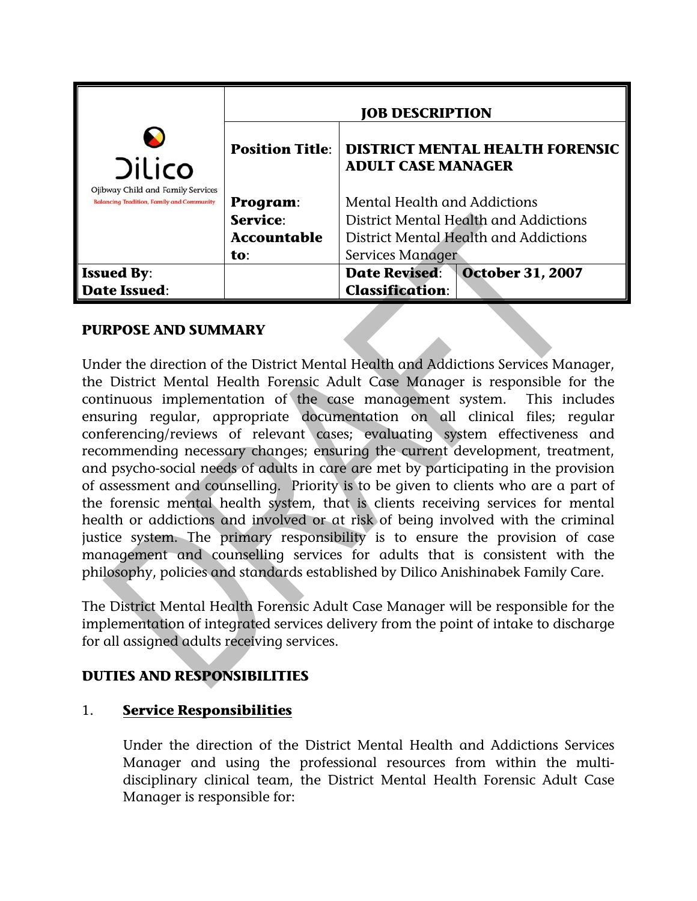| Dilico Ojibway Child and Family Services *Balancing Tradition, Family and Community* | **JOB DESCRIPTION** | | |
|---|---|---|---|
| | **Position Title**: | **DISTRICT MENTAL HEALTH FORENSIC ADULT CASE MANAGER** | |
| | **Program**: **Service**: **Accountable to**: | Mental Health and Addictions District Mental Health and Addictions District Mental Health and Addictions Services Manager | |
| **Issued By**: **Date Issued**: | | **Date Revised**: **Classification**: | **October 31, 2007** |

## PURPOSE AND SUMMARY

Under the direction of the District Mental Health and Addictions Services Manager, the District Mental Health Forensic Adult Case Manager is responsible for the continuous implementation of the case management system. This includes ensuring regular, appropriate documentation on all clinical files; regular conferencing/reviews of relevant cases; evaluating system effectiveness and recommending necessary changes; ensuring the current development, treatment, and psycho-social needs of adults in care are met by participating in the provision of assessment and counselling. Priority is to be given to clients who are a part of the forensic mental health system, that is clients receiving services for mental health or addictions and involved or at risk of being involved with the criminal justice system. The primary responsibility is to ensure the provision of case management and counselling services for adults that is consistent with the philosophy, policies and standards established by Dilico Anishinabek Family Care.

The District Mental Health Forensic Adult Case Manager will be responsible for the implementation of integrated services delivery from the point of intake to discharge for all assigned adults receiving services.

## DUTIES AND RESPONSIBILITIES

1. **Service Responsibilities**

   Under the direction of the District Mental Health and Addictions Services Manager and using the professional resources from within the multi-disciplinary clinical team, the District Mental Health Forensic Adult Case Manager is responsible for: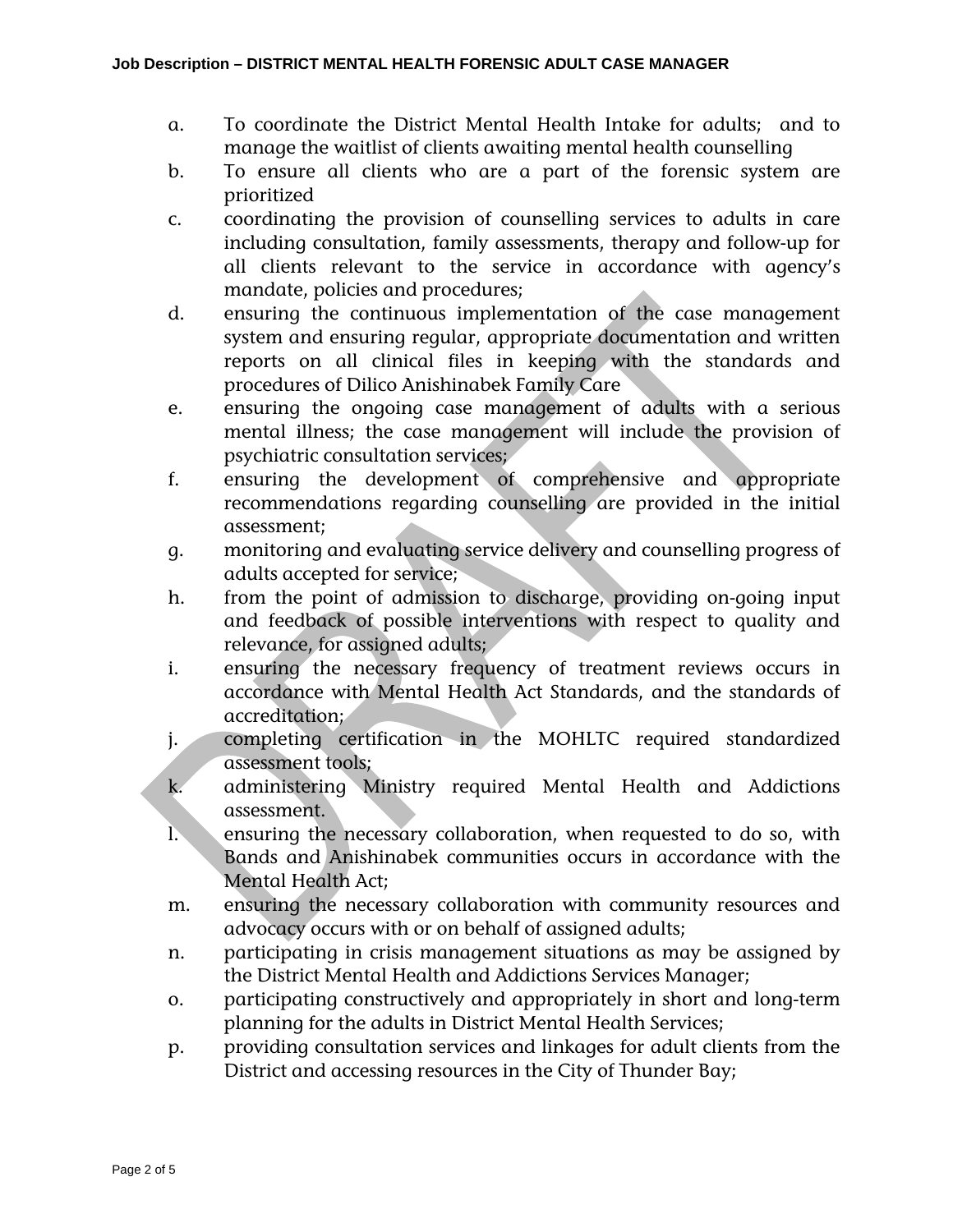a. To coordinate the District Mental Health Intake for adults; and to manage the waitlist of clients awaiting mental health counselling
b. To ensure all clients who are a part of the forensic system are prioritized
c. coordinating the provision of counselling services to adults in care including consultation, family assessments, therapy and follow-up for all clients relevant to the service in accordance with agency's mandate, policies and procedures;
d. ensuring the continuous implementation of the case management system and ensuring regular, appropriate documentation and written reports on all clinical files in keeping with the standards and procedures of Dilico Anishinabek Family Care
e. ensuring the ongoing case management of adults with a serious mental illness; the case management will include the provision of psychiatric consultation services;
f. ensuring the development of comprehensive and appropriate recommendations regarding counselling are provided in the initial assessment;
g. monitoring and evaluating service delivery and counselling progress of adults accepted for service;
h. from the point of admission to discharge, providing on-going input and feedback of possible interventions with respect to quality and relevance, for assigned adults;
i. ensuring the necessary frequency of treatment reviews occurs in accordance with Mental Health Act Standards, and the standards of accreditation;
j. completing certification in the MOHLTC required standardized assessment tools;
k. administering Ministry required Mental Health and Addictions assessment.
l. ensuring the necessary collaboration, when requested to do so, with Bands and Anishinabek communities occurs in accordance with the Mental Health Act;
m. ensuring the necessary collaboration with community resources and advocacy occurs with or on behalf of assigned adults;
n. participating in crisis management situations as may be assigned by the District Mental Health and Addictions Services Manager;
o. participating constructively and appropriately in short and long-term planning for the adults in District Mental Health Services;
p. providing consultation services and linkages for adult clients from the District and accessing resources in the City of Thunder Bay;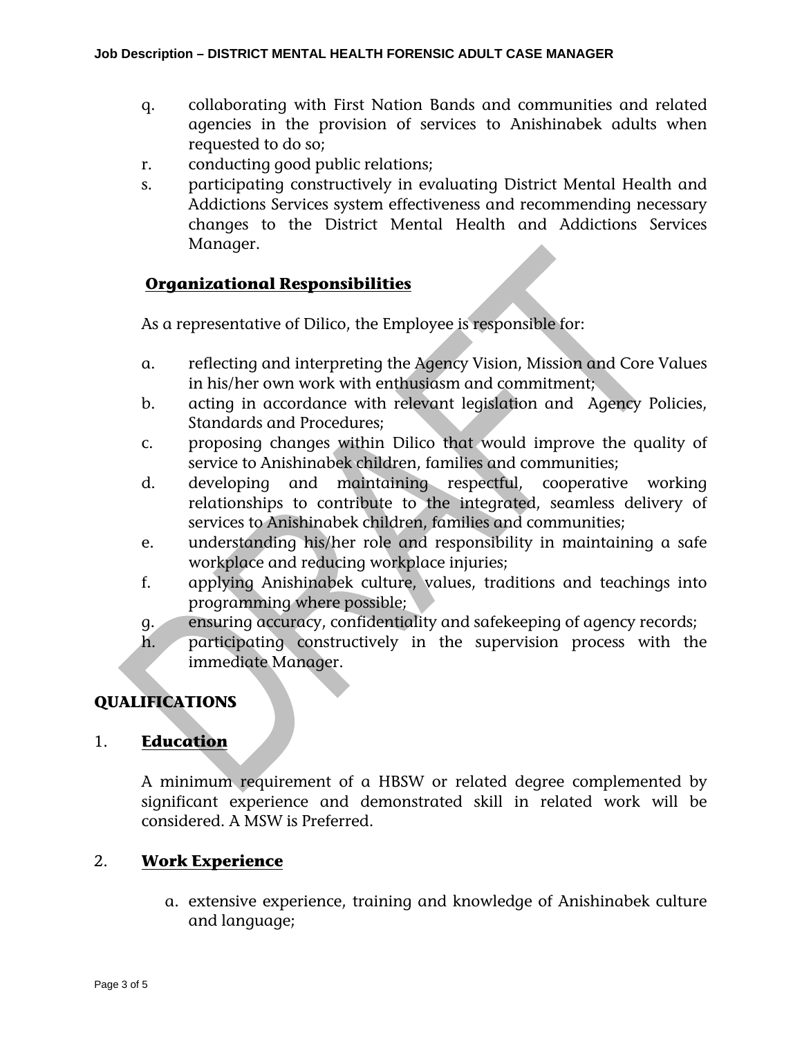q. collaborating with First Nation Bands and communities and related agencies in the provision of services to Anishinabek adults when requested to do so;

r. conducting good public relations;

s. participating constructively in evaluating District Mental Health and Addictions Services system effectiveness and recommending necessary changes to the District Mental Health and Addictions Services Manager.

**Organizational Responsibilities**

As a representative of Dilico, the Employee is responsible for:

a. reflecting and interpreting the Agency Vision, Mission and Core Values in his/her own work with enthusiasm and commitment;

b. acting in accordance with relevant legislation and Agency Policies, Standards and Procedures;

c. proposing changes within Dilico that would improve the quality of service to Anishinabek children, families and communities;

d. developing and maintaining respectful, cooperative working relationships to contribute to the integrated, seamless delivery of services to Anishinabek children, families and communities;

e. understanding his/her role and responsibility in maintaining a safe workplace and reducing workplace injuries;

f. applying Anishinabek culture, values, traditions and teachings into programming where possible;

g. ensuring accuracy, confidentiality and safekeeping of agency records;

h. participating constructively in the supervision process with the immediate Manager.

## QUALIFICATIONS

1. **Education**

A minimum requirement of a HBSW or related degree complemented by significant experience and demonstrated skill in related work will be considered. A MSW is Preferred.

2. **Work Experience**

a. extensive experience, training and knowledge of Anishinabek culture and language;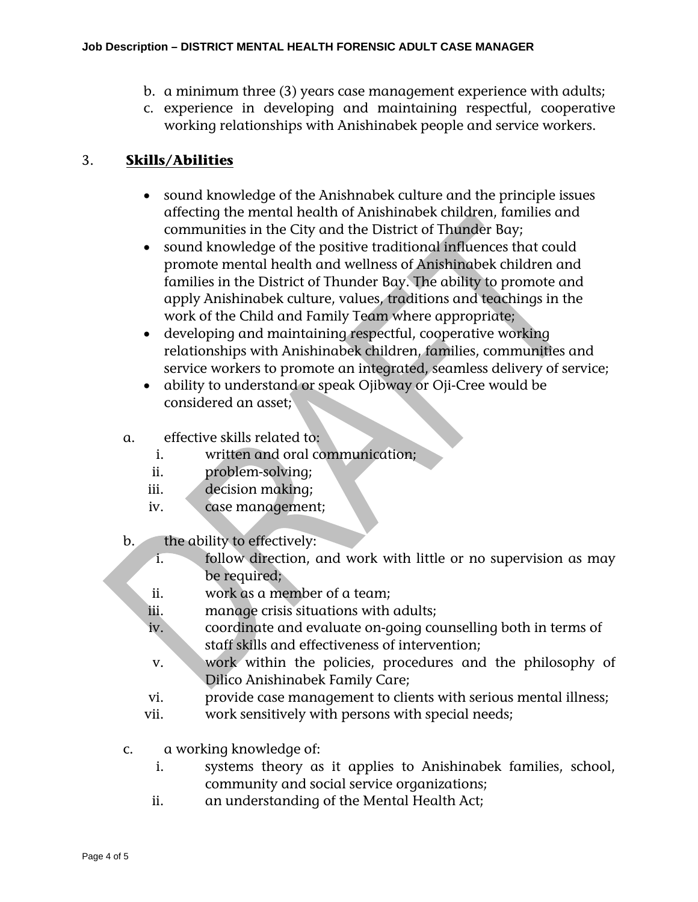b. a minimum three (3) years case management experience with adults;
c. experience in developing and maintaining respectful, cooperative working relationships with Anishinabek people and service workers.

## 3. Skills/Abilities

- sound knowledge of the Anishnabek culture and the principle issues affecting the mental health of Anishinabek children, families and communities in the City and the District of Thunder Bay;
- sound knowledge of the positive traditional influences that could promote mental health and wellness of Anishinabek children and families in the District of Thunder Bay. The ability to promote and apply Anishinabek culture, values, traditions and teachings in the work of the Child and Family Team where appropriate;
- developing and maintaining respectful, cooperative working relationships with Anishinabek children, families, communities and service workers to promote an integrated, seamless delivery of service;
- ability to understand or speak Ojibway or Oji-Cree would be considered an asset;

a. effective skills related to:
   i. written and oral communication;
   ii. problem-solving;
   iii. decision making;
   iv. case management;

b. the ability to effectively:
   i. follow direction, and work with little or no supervision as may be required;
   ii. work as a member of a team;
   iii. manage crisis situations with adults;
   iv. coordinate and evaluate on-going counselling both in terms of staff skills and effectiveness of intervention;
   v. work within the policies, procedures and the philosophy of Dilico Anishinabek Family Care;
   vi. provide case management to clients with serious mental illness;
   vii. work sensitively with persons with special needs;

c. a working knowledge of:
   i. systems theory as it applies to Anishinabek families, school, community and social service organizations;
   ii. an understanding of the Mental Health Act;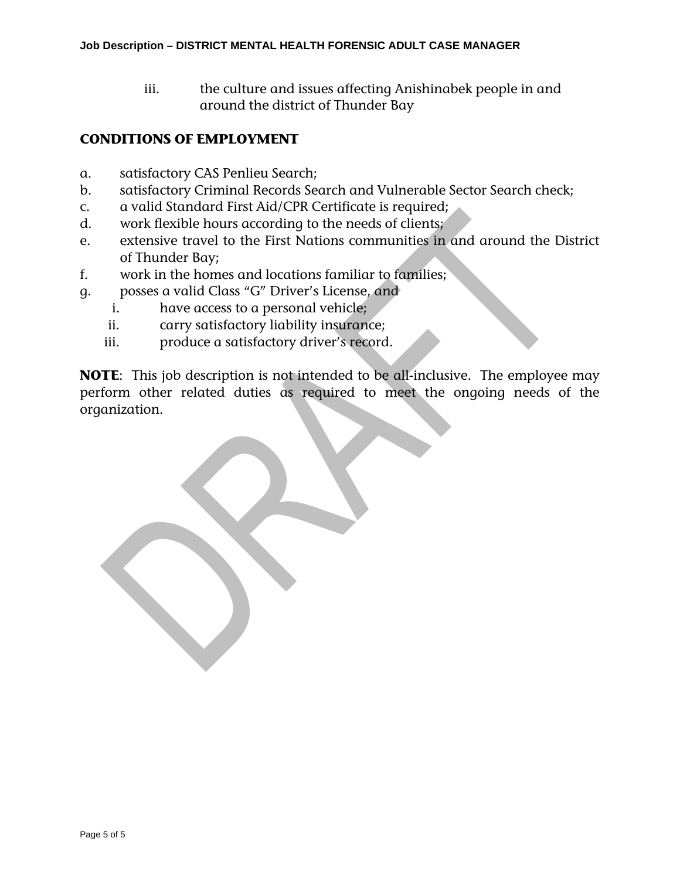iii. the culture and issues affecting Anishinabek people in and around the district of Thunder Bay

## CONDITIONS OF EMPLOYMENT

a. satisfactory CAS Penlieu Search;
b. satisfactory Criminal Records Search and Vulnerable Sector Search check;
c. a valid Standard First Aid/CPR Certificate is required;
d. work flexible hours according to the needs of clients;
e. extensive travel to the First Nations communities in and around the District of Thunder Bay;
f. work in the homes and locations familiar to families;
g. posses a valid Class "G" Driver's License, and
   i. have access to a personal vehicle;
   ii. carry satisfactory liability insurance;
   iii. produce a satisfactory driver's record.

**NOTE**: This job description is not intended to be all-inclusive. The employee may perform other related duties as required to meet the ongoing needs of the organization.